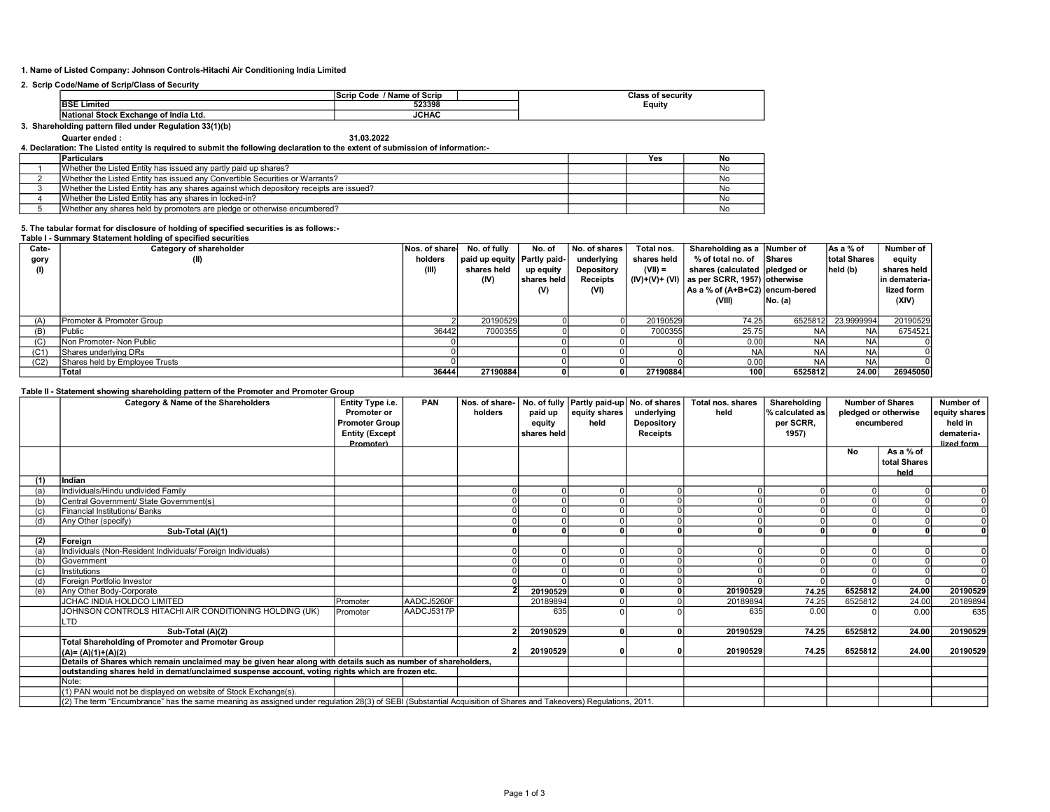1. Name of Listed Company: Johnson Controls-Hitachi Air Conditioning India Limited

2. Scrip Code/Name of Scrip/Class of Security

| | Scrip Code / Name of Scrip | Class of security |
|---|---|---|
| BSE Limited | 523398 | Equity |
| National Stock Exchange of India Ltd. | JCHAC | |

3. Shareholding pattern filed under Regulation 33(1)(b)

Quarter ended : 31.03.2022

4. Declaration: The Listed entity is required to submit the following declaration to the extent of submission of information:-

| | Particulars | | Yes | No |
|---|---|---|---|---|
| 1 | Whether the Listed Entity has issued any partly paid up shares? | | | No |
| 2 | Whether the Listed Entity has issued any Convertible Securities or Warrants? | | | No |
| 3 | Whether the Listed Entity has any shares against which depository receipts are issued? | | | No |
| 4 | Whether the Listed Entity has any shares in locked-in? | | | No |
| 5 | Whether any shares held by promoters are pledge or otherwise encumbered? | | | No |

5. The tabular format for disclosure of holding of specified securities is as follows:-

Table I - Summary Statement holding of specified securities

| Category (I) | Category of shareholder (II) | Nos. of share-holders (III) | No. of fully paid up equity shares held (IV) | No. of Partly paid-up equity shares held (V) | No. of shares underlying Depository Receipts (VI) | Total nos. shares held (VII) = (IV)+(V)+ (VI) | Shareholding as a % of total no. of shares (calculated as per SCRR, 1957) As a % of (A+B+C2) (VIII) | Number of Shares pledged or otherwise encum-bered No. (a) | As a % of total Shares held (b) | Number of equity shares held in demateria-lized form (XIV) |
|---|---|---|---|---|---|---|---|---|---|---|
| (A) | Promoter & Promoter Group | 2 | 20190529 | 0 | 0 | 20190529 | 74.25 | 6525812 | 23.9999994 | 20190529 |
| (B) | Public | 36442 | 7000355 | 0 | 0 | 7000355 | 25.75 | NA | NA | 6754521 |
| (C) | Non Promoter- Non Public | 0 | | 0 | 0 | 0 | 0.00 | NA | NA | 0 |
| (C1) | Shares underlying DRs | 0 | | 0 | 0 | 0 | NA | NA | NA | 0 |
| (C2) | Shares held by Employee Trusts | 0 | | 0 | 0 | 0 | 0.00 | NA | NA | 0 |
| | **Total** | **36444** | **27190884** | **0** | **0** | **27190884** | **100** | **6525812** | **24.00** | **26945050** |

Table II - Statement showing shareholding pattern of the Promoter and Promoter Group

| | Category & Name of the Shareholders | Entity Type i.e. Promoter or Promoter Group Entity (Except Promoter) | PAN | Nos. of share-holders | No. of fully paid up equity shares held | Partly paid-up equity shares held | No. of shares underlying Depository Receipts | Total nos. shares held | Shareholding % calculated as per SCRR, 1957) | Number of Shares pledged or otherwise encumbered | | Number of equity shares held in demateria-lized form |
|---|---|---|---|---|---|---|---|---|---|---|---|---|
| | | | | | | | | | | No | As a % of total Shares held | |
| **(1)** | **Indian** | | | | | | | | | | | |
| (a) | Individuals/Hindu undivided Family | | | 0 | 0 | 0 | 0 | 0 | 0 | 0 | 0 | 0 |
| (b) | Central Government/ State Government(s) | | | 0 | 0 | 0 | 0 | 0 | 0 | 0 | 0 | 0 |
| (c) | Financial Institutions/ Banks | | | 0 | 0 | 0 | 0 | 0 | 0 | 0 | 0 | 0 |
| (d) | Any Other (specify) | | | 0 | 0 | 0 | 0 | 0 | 0 | 0 | 0 | 0 |
| | **Sub-Total (A)(1)** | | | **0** | **0** | **0** | **0** | **0** | **0** | **0** | **0** | **0** |
| **(2)** | **Foreign** | | | | | | | | | | | |
| (a) | Individuals (Non-Resident Individuals/ Foreign Individuals) | | | 0 | 0 | 0 | 0 | 0 | 0 | 0 | 0 | 0 |
| (b) | Government | | | 0 | 0 | 0 | 0 | 0 | 0 | 0 | 0 | 0 |
| (c) | Institutions | | | 0 | 0 | 0 | 0 | 0 | 0 | 0 | 0 | 0 |
| (d) | Foreign Portfolio Investor | | | 0 | 0 | 0 | 0 | 0 | 0 | 0 | 0 | 0 |
| (e) | Any Other Body-Corporate | | | **2** | **20190529** | **0** | **0** | **20190529** | **74.25** | **6525812** | **24.00** | **20190529** |
| | JCHAC INDIA HOLDCO LIMITED | Promoter | AADCJ5260F | | 20189894 | 0 | 0 | 20189894 | 74.25 | 6525812 | 24.00 | 20189894 |
| | JOHNSON CONTROLS HITACHI AIR CONDITIONING HOLDING (UK) LTD | Promoter | AADCJ5317P | | 635 | 0 | 0 | 635 | 0.00 | 0 | 0.00 | 635 |
| | **Sub-Total (A)(2)** | | | **2** | **20190529** | **0** | **0** | **20190529** | **74.25** | **6525812** | **24.00** | **20190529** |
| | **Total Shareholding of Promoter and Promoter Group (A)= (A)(1)+(A)(2)** | | | **2** | **20190529** | **0** | **0** | **20190529** | **74.25** | **6525812** | **24.00** | **20190529** |
| | **Details of Shares which remain unclaimed may be given hear along with details such as number of shareholders, outstanding shares held in demat/unclaimed suspense account, voting rights which are frozen etc.** | | | | | | | | | | | |
| | Note: | | | | | | | | | | | |
| | (1) PAN would not be displayed on website of Stock Exchange(s). | | | | | | | | | | | |
| | (2) The term "Encumbrance" has the same meaning as assigned under regulation 28(3) of SEBI (Substantial Acquisition of Shares and Takeovers) Regulations, 2011. | | | | | | | | | | | |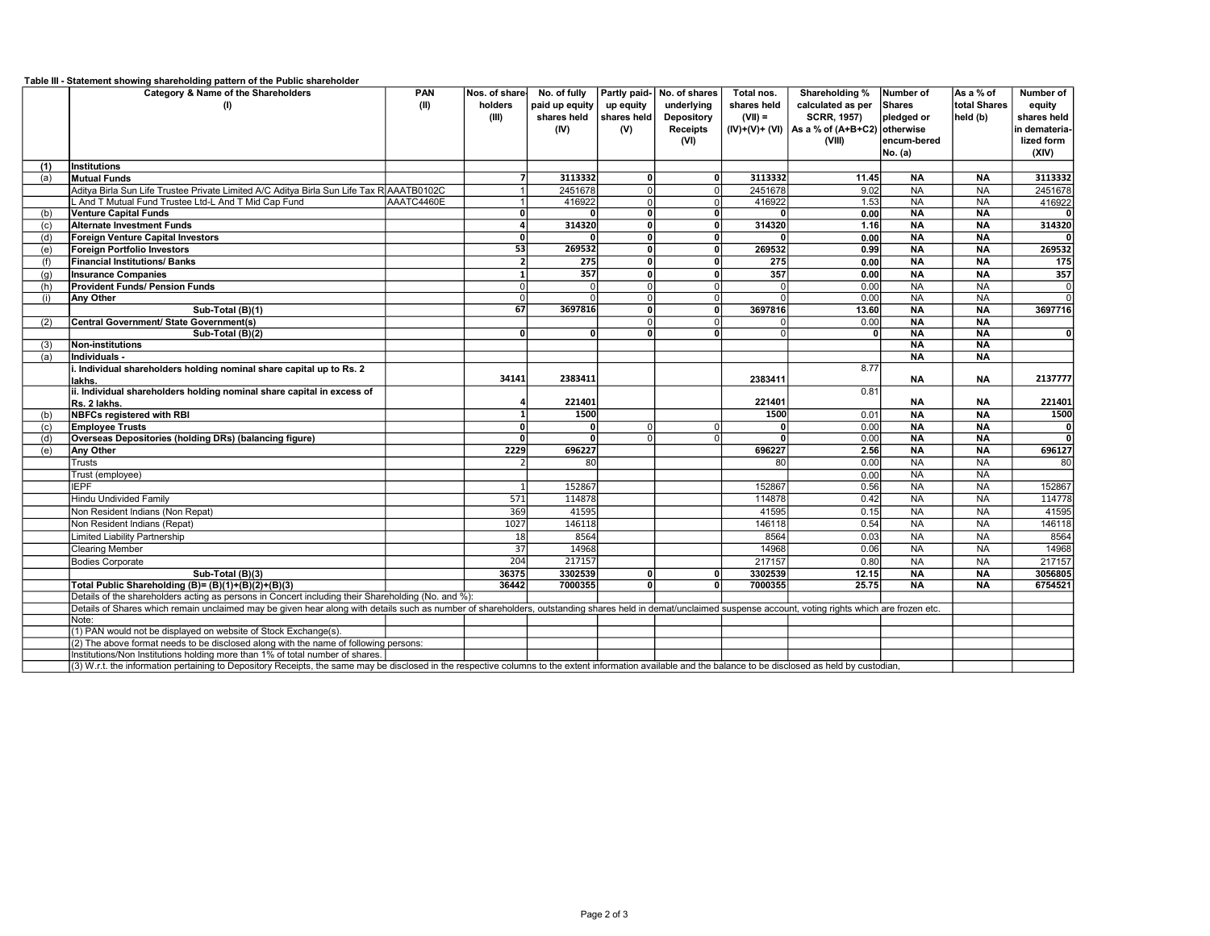**Table III - Statement showing shareholding pattern of the Public shareholder**

| | Category & Name of the Shareholders (I) | PAN (II) | Nos. of share-holders (III) | No. of fully paid up equity shares held (IV) | Partly paid-up equity shares held (V) | No. of shares underlying Depository Receipts (VI) | Total nos. shares held (VII) = (IV)+(V)+ (VI) | Shareholding % calculated as per SCRR, 1957) As a % of (A+B+C2) (VIII) | Number of Shares pledged or otherwise encum-bered No. (a) | As a % of total Shares held (b) | Number of equity shares held in demateria-lized form (XIV) |
|---|---|---|---|---|---|---|---|---|---|---|---|
| **(1)** | **Institutions** | | | | | | | | | | |
| (a) | **Mutual Funds** | | **7** | **3113332** | **0** | **0** | **3113332** | **11.45** | **NA** | **NA** | **3113332** |
| | Aditya Birla Sun Life Trustee Private Limited A/C Aditya Birla Sun Life Tax R | AAATB0102C | 1 | 2451678 | 0 | 0 | 2451678 | 9.02 | NA | NA | 2451678 |
| | L And T Mutual Fund Trustee Ltd-L And T Mid Cap Fund | AAATC4460E | 1 | 416922 | 0 | 0 | 416922 | 1.53 | NA | NA | 416922 |
| (b) | **Venture Capital Funds** | | **0** | **0** | **0** | **0** | **0** | **0.00** | **NA** | **NA** | **0** |
| (c) | **Alternate Investment Funds** | | **4** | **314320** | **0** | **0** | **314320** | **1.16** | **NA** | **NA** | **314320** |
| (d) | **Foreign Venture Capital Investors** | | **0** | **0** | **0** | **0** | **0** | **0.00** | **NA** | **NA** | **0** |
| (e) | **Foreign Portfolio Investors** | | **53** | **269532** | **0** | **0** | **269532** | **0.99** | **NA** | **NA** | **269532** |
| (f) | **Financial Institutions/ Banks** | | **2** | **275** | **0** | **0** | **275** | **0.00** | **NA** | **NA** | **175** |
| (g) | **Insurance Companies** | | **1** | **357** | **0** | **0** | **357** | **0.00** | **NA** | **NA** | **357** |
| (h) | **Provident Funds/ Pension Funds** | | 0 | 0 | 0 | 0 | 0 | 0.00 | NA | NA | 0 |
| (i) | **Any Other** | | 0 | 0 | 0 | 0 | 0 | 0.00 | NA | NA | 0 |
| | **Sub-Total (B)(1)** | | **67** | **3697816** | **0** | **0** | **3697816** | **13.60** | **NA** | **NA** | **3697716** |
| (2) | **Central Government/ State Government(s)** | | | | 0 | 0 | 0 | 0.00 | **NA** | **NA** | |
| | **Sub-Total (B)(2)** | | **0** | **0** | **0** | **0** | 0 | **0** | **NA** | **NA** | **0** |
| (3) | **Non-institutions** | | | | | | | | **NA** | **NA** | |
| (a) | **Individuals -** | | | | | | | | **NA** | **NA** | |
| | **i. Individual shareholders holding nominal share capital up to Rs. 2 lakhs.** | | **34141** | **2383411** | | | **2383411** | 8.77 | **NA** | **NA** | **2137777** |
| | **ii. Individual shareholders holding nominal share capital in excess of Rs. 2 lakhs.** | | **4** | **221401** | | | **221401** | 0.81 | **NA** | **NA** | **221401** |
| (b) | **NBFCs registered with RBI** | | **1** | **1500** | | | **1500** | 0.01 | **NA** | **NA** | **1500** |
| (c) | **Employee Trusts** | | **0** | **0** | 0 | 0 | **0** | 0.00 | **NA** | **NA** | **0** |
| (d) | **Overseas Depositories (holding DRs) (balancing figure)** | | **0** | **0** | 0 | 0 | **0** | 0.00 | **NA** | **NA** | **0** |
| (e) | **Any Other** | | **2229** | **696227** | | | **696227** | **2.56** | **NA** | **NA** | **696127** |
| | Trusts | | 2 | 80 | | | 80 | 0.00 | NA | NA | 80 |
| | Trust (employee) | | | | | | | 0.00 | NA | NA | |
| | IEPF | | 1 | 152867 | | | 152867 | 0.56 | NA | NA | 152867 |
| | Hindu Undivided Family | | 571 | 114878 | | | 114878 | 0.42 | NA | NA | 114778 |
| | Non Resident Indians (Non Repat) | | 369 | 41595 | | | 41595 | 0.15 | NA | NA | 41595 |
| | Non Resident Indians (Repat) | | 1027 | 146118 | | | 146118 | 0.54 | NA | NA | 146118 |
| | Limited Liability Partnership | | 18 | 8564 | | | 8564 | 0.03 | NA | NA | 8564 |
| | Clearing Member | | 37 | 14968 | | | 14968 | 0.06 | NA | NA | 14968 |
| | Bodies Corporate | | 204 | 217157 | | | 217157 | 0.80 | NA | NA | 217157 |
| | **Sub-Total (B)(3)** | | **36375** | **3302539** | **0** | **0** | **3302539** | **12.15** | **NA** | **NA** | **3056805** |
| | **Total Public Shareholding (B)= (B)(1)+(B)(2)+(B)(3)** | | **36442** | **7000355** | **0** | **0** | **7000355** | **25.75** | **NA** | **NA** | **6754521** |

Details of the shareholders acting as persons in Concert including their Shareholding (No. and %):

Details of Shares which remain unclaimed may be given hear along with details such as number of shareholders, outstanding shares held in demat/unclaimed suspense account, voting rights which are frozen etc.

Note:

(1) PAN would not be displayed on website of Stock Exchange(s).

(2) The above format needs to be disclosed along with the name of following persons:

Institutions/Non Institutions holding more than 1% of total number of shares.

(3) W.r.t. the information pertaining to Depository Receipts, the same may be disclosed in the respective columns to the extent information available and the balance to be disclosed as held by custodian,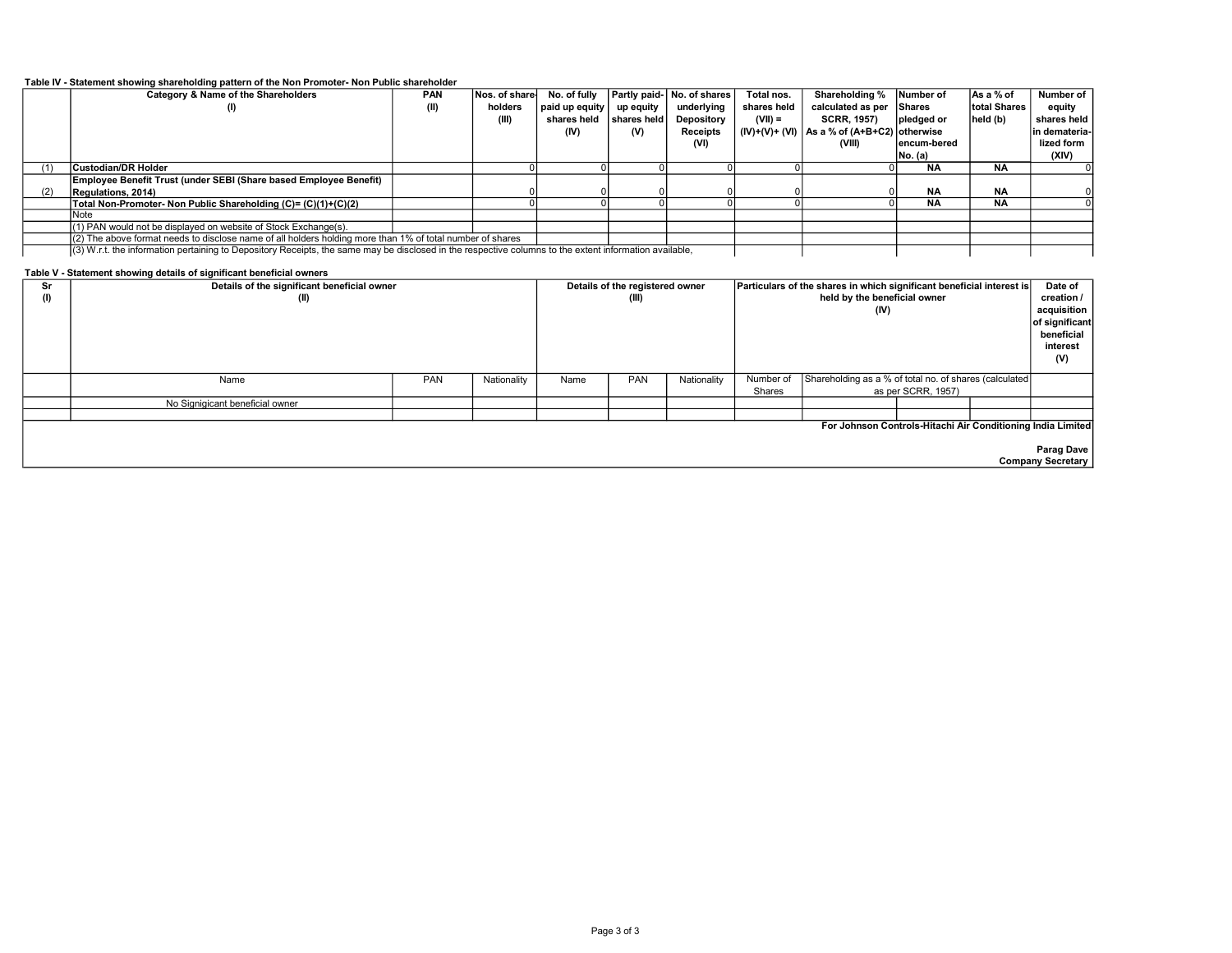**Table IV - Statement showing shareholding pattern of the Non Promoter- Non Public shareholder**

| | Category & Name of the Shareholders (I) | PAN (II) | Nos. of share-holders (III) | No. of fully paid up equity shares held (IV) | Partly paid-up equity shares held (V) | No. of shares underlying Depository Receipts (VI) | Total nos. shares held (VII) = (IV)+(V)+ (VI) | Shareholding % calculated as per SCRR, 1957) As a % of (A+B+C2) (VIII) | Number of Shares pledged or otherwise encum-bered No. (a) | As a % of total Shares held (b) | Number of equity shares held in demateria-lized form (XIV) |
|---|---|---|---|---|---|---|---|---|---|---|---|
| (1) | **Custodian/DR Holder** | | 0 | 0 | 0 | 0 | 0 | 0 | **NA** | **NA** | 0 |
| (2) | **Employee Benefit Trust (under SEBI (Share based Employee Benefit) Regulations, 2014)** | | 0 | 0 | 0 | 0 | 0 | 0 | **NA** | **NA** | 0 |
| | **Total Non-Promoter- Non Public Shareholding (C)= (C)(1)+(C)(2)** | | 0 | 0 | 0 | 0 | 0 | 0 | **NA** | **NA** | 0 |
| | Note | | | | | | | | | | |
| | (1) PAN would not be displayed on website of Stock Exchange(s). | | | | | | | | | | |
| | (2) The above format needs to disclose name of all holders holding more than 1% of total number of shares | | | | | | | | | | |
| | (3) W.r.t. the information pertaining to Depository Receipts, the same may be disclosed in the respective columns to the extent information available, | | | | | | | | | | |

**Table V - Statement showing details of significant beneficial owners**

| Sr (I) | Details of the significant beneficial owner (II) | | | Details of the registered owner (III) | | | Particulars of the shares in which significant beneficial interest is held by the beneficial owner (IV) | | Date of creation / acquisition of significant beneficial interest (V) |
|---|---|---|---|---|---|---|---|---|---|
| | Name | PAN | Nationality | Name | PAN | Nationality | Number of Shares | Shareholding as a % of total no. of shares (calculated as per SCRR, 1957) | |
| | No Signigicant beneficial owner | | | | | | | | |

**For Johnson Controls-Hitachi Air Conditioning India Limited**

**Parag Dave**
**Company Secretary**